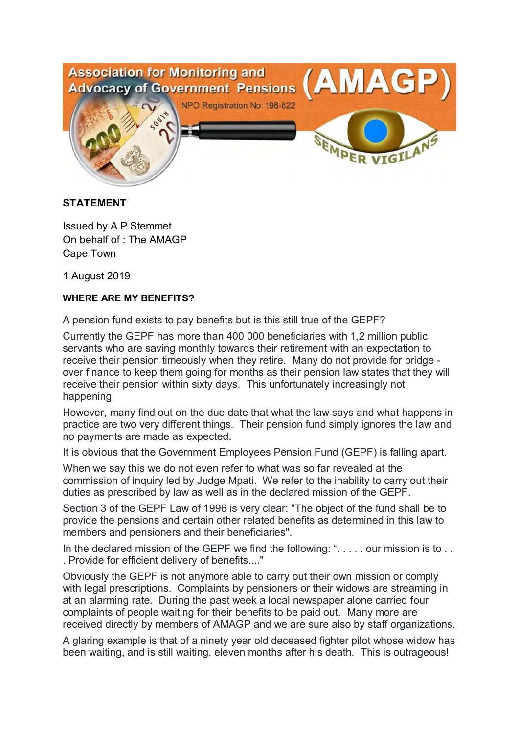Association for Monitoring and Advocacy of Government Pensions (AMAGP)

NPO Registration No: 198-822

SEMPER VIGILANS

**STATEMENT**

Issued by A P Stemmet
On behalf of : The AMAGP
Cape Town

1 August 2019

**WHERE ARE MY BENEFITS?**

A pension fund exists to pay benefits but is this still true of the GEPF?

Currently the GEPF has more than 400 000 beneficiaries with 1,2 million public servants who are saving monthly towards their retirement with an expectation to receive their pension timeously when they retire. Many do not provide for bridge - over finance to keep them going for months as their pension law states that they will receive their pension within sixty days. This unfortunately increasingly not happening.

However, many find out on the due date that what the law says and what happens in practice are two very different things. Their pension fund simply ignores the law and no payments are made as expected.

It is obvious that the Government Employees Pension Fund (GEPF) is falling apart.

When we say this we do not even refer to what was so far revealed at the commission of inquiry led by Judge Mpati. We refer to the inability to carry out their duties as prescribed by law as well as in the declared mission of the GEPF.

Section 3 of the GEPF Law of 1996 is very clear: "The object of the fund shall be to provide the pensions and certain other related benefits as determined in this law to members and pensioners and their beneficiaries".

In the declared mission of the GEPF we find the following: ". . . . . our mission is to . . . Provide for efficient delivery of benefits...."

Obviously the GEPF is not anymore able to carry out their own mission or comply with legal prescriptions. Complaints by pensioners or their widows are streaming in at an alarming rate. During the past week a local newspaper alone carried four complaints of people waiting for their benefits to be paid out. Many more are received directly by members of AMAGP and we are sure also by staff organizations.

A glaring example is that of a ninety year old deceased fighter pilot whose widow has been waiting, and is still waiting, eleven months after his death. This is outrageous!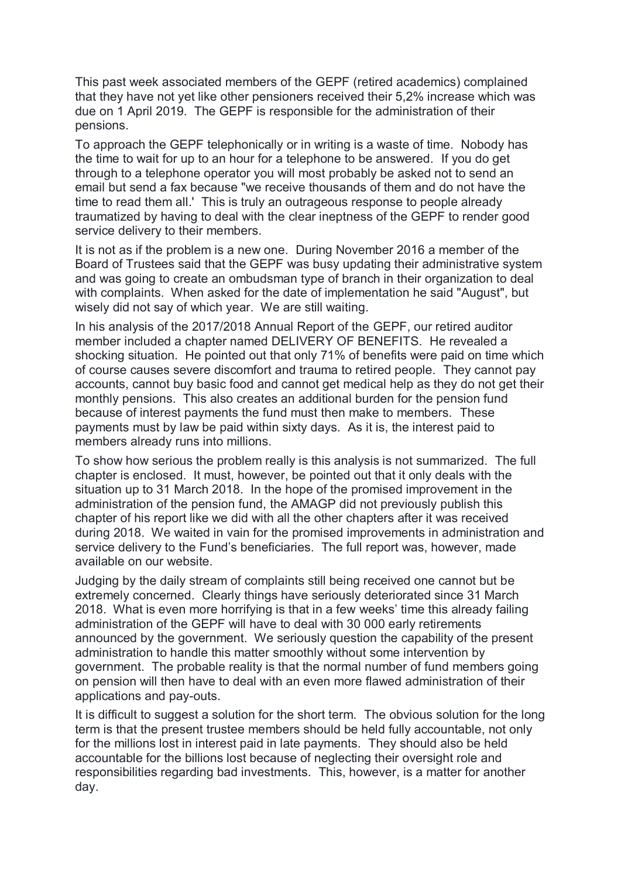This past week associated members of the GEPF (retired academics) complained that they have not yet like other pensioners received their 5,2% increase which was due on 1 April 2019. The GEPF is responsible for the administration of their pensions.

To approach the GEPF telephonically or in writing is a waste of time. Nobody has the time to wait for up to an hour for a telephone to be answered. If you do get through to a telephone operator you will most probably be asked not to send an email but send a fax because "we receive thousands of them and do not have the time to read them all.' This is truly an outrageous response to people already traumatized by having to deal with the clear ineptness of the GEPF to render good service delivery to their members.

It is not as if the problem is a new one. During November 2016 a member of the Board of Trustees said that the GEPF was busy updating their administrative system and was going to create an ombudsman type of branch in their organization to deal with complaints. When asked for the date of implementation he said "August", but wisely did not say of which year. We are still waiting.

In his analysis of the 2017/2018 Annual Report of the GEPF, our retired auditor member included a chapter named DELIVERY OF BENEFITS. He revealed a shocking situation. He pointed out that only 71% of benefits were paid on time which of course causes severe discomfort and trauma to retired people. They cannot pay accounts, cannot buy basic food and cannot get medical help as they do not get their monthly pensions. This also creates an additional burden for the pension fund because of interest payments the fund must then make to members. These payments must by law be paid within sixty days. As it is, the interest paid to members already runs into millions.

To show how serious the problem really is this analysis is not summarized. The full chapter is enclosed. It must, however, be pointed out that it only deals with the situation up to 31 March 2018. In the hope of the promised improvement in the administration of the pension fund, the AMAGP did not previously publish this chapter of his report like we did with all the other chapters after it was received during 2018. We waited in vain for the promised improvements in administration and service delivery to the Fund's beneficiaries. The full report was, however, made available on our website.

Judging by the daily stream of complaints still being received one cannot but be extremely concerned. Clearly things have seriously deteriorated since 31 March 2018. What is even more horrifying is that in a few weeks' time this already failing administration of the GEPF will have to deal with 30 000 early retirements announced by the government. We seriously question the capability of the present administration to handle this matter smoothly without some intervention by government. The probable reality is that the normal number of fund members going on pension will then have to deal with an even more flawed administration of their applications and pay-outs.

It is difficult to suggest a solution for the short term. The obvious solution for the long term is that the present trustee members should be held fully accountable, not only for the millions lost in interest paid in late payments. They should also be held accountable for the billions lost because of neglecting their oversight role and responsibilities regarding bad investments. This, however, is a matter for another day.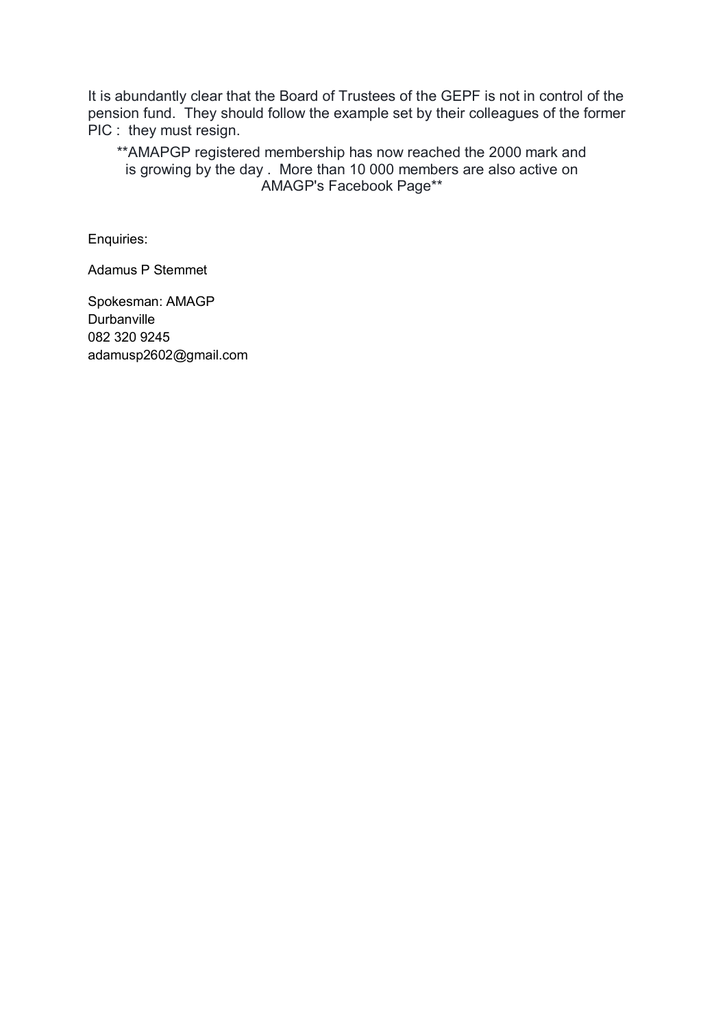It is abundantly clear that the Board of Trustees of the GEPF is not in control of the pension fund. They should follow the example set by their colleagues of the former PIC : they must resign.

**AMAPGP registered membership has now reached the 2000 mark and is growing by the day . More than 10 000 members are also active on AMAGP's Facebook Page**

Enquiries:

Adamus P Stemmet

Spokesman: AMAGP
Durbanville
082 320 9245
adamusp2602@gmail.com